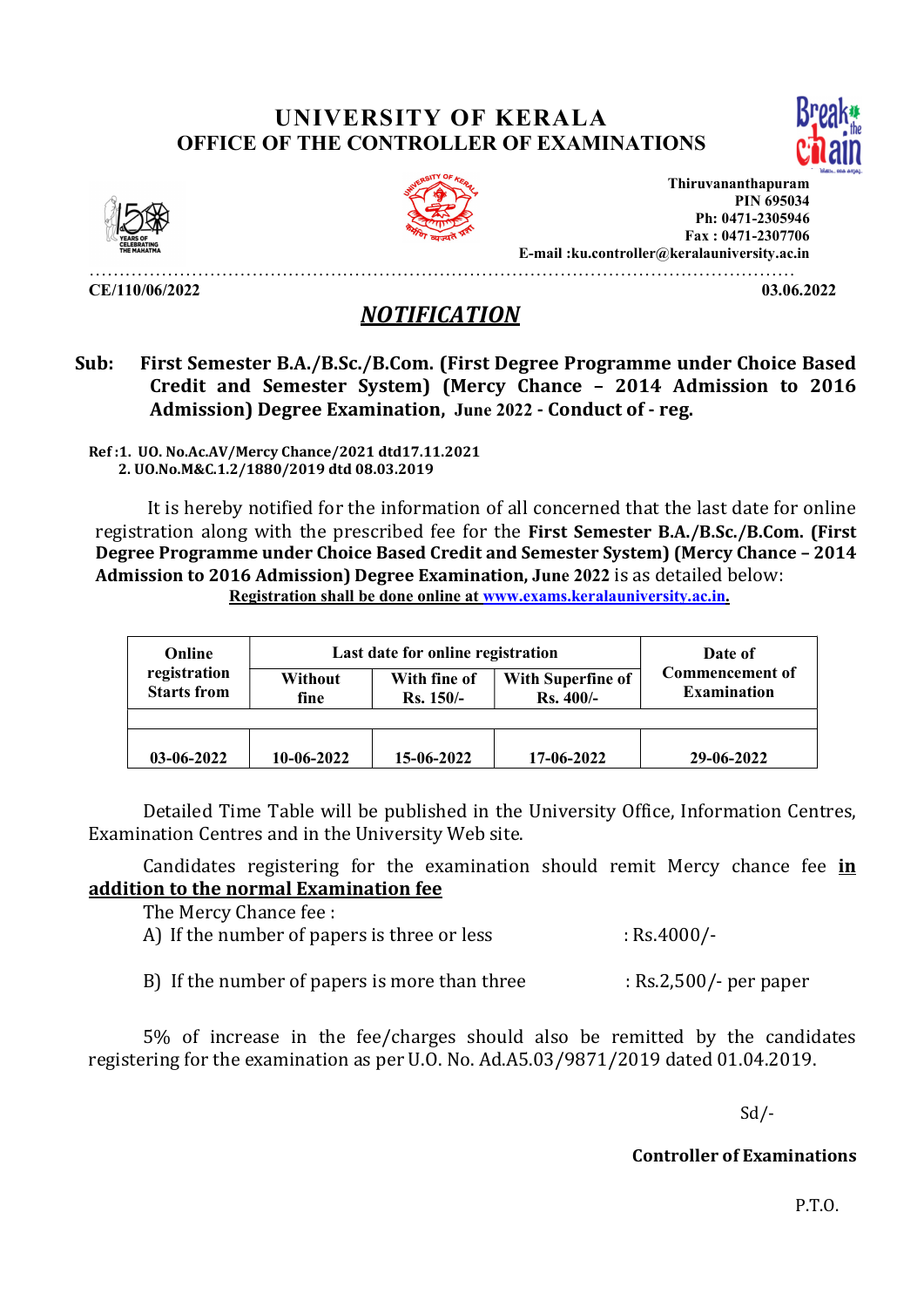# UNIVERSITY OF KERALA
## OFFICE OF THE CONTROLLER OF EXAMINATIONS

Thiruvananthapuram
PIN 695034
Ph: 0471-2305946
Fax : 0471-2307706
E-mail :ku.controller@keralauniversity.ac.in

**CE/110/06/2022** **03.06.2022**

## *NOTIFICATION*

**Sub: First Semester B.A./B.Sc./B.Com. (First Degree Programme under Choice Based Credit and Semester System) (Mercy Chance – 2014 Admission to 2016 Admission) Degree Examination, June 2022 - Conduct of - reg.**

**Ref :1. UO. No.Ac.AV/Mercy Chance/2021 dtd17.11.2021**
**2. UO.No.M&C.1.2/1880/2019 dtd 08.03.2019**

It is hereby notified for the information of all concerned that the last date for online registration along with the prescribed fee for the **First Semester B.A./B.Sc./B.Com. (First Degree Programme under Choice Based Credit and Semester System) (Mercy Chance – 2014 Admission to 2016 Admission) Degree Examination, June 2022** is as detailed below:

**Registration shall be done online at www.exams.keralauniversity.ac.in.**

| Online registration Starts from | Last date for online registration | | | Date of Commencement of Examination |
|---|---|---|---|---|
| | Without fine | With fine of Rs. 150/- | With Superfine of Rs. 400/- | |
| 03-06-2022 | 10-06-2022 | 15-06-2022 | 17-06-2022 | 29-06-2022 |

Detailed Time Table will be published in the University Office, Information Centres, Examination Centres and in the University Web site.

Candidates registering for the examination should remit Mercy chance fee **in addition to the normal Examination fee**

The Mercy Chance fee :

A) If the number of papers is three or less : Rs.4000/-

B) If the number of papers is more than three : Rs.2,500/- per paper

5% of increase in the fee/charges should also be remitted by the candidates registering for the examination as per U.O. No. Ad.A5.03/9871/2019 dated 01.04.2019.

Sd/-

**Controller of Examinations**

P.T.O.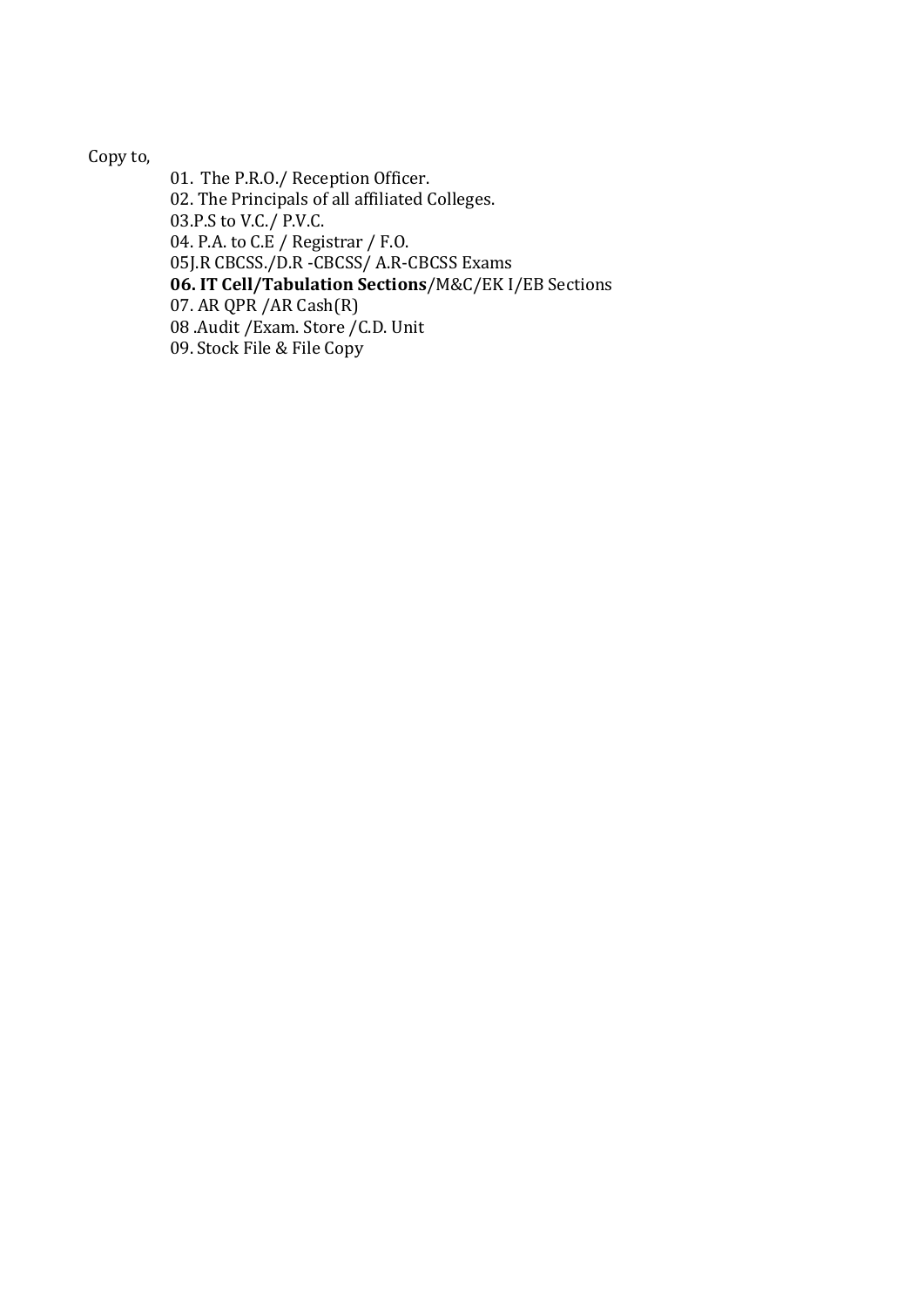Copy to,

01. The P.R.O./ Reception Officer.
02. The Principals of all affiliated Colleges.
03.P.S to V.C./ P.V.C.
04. P.A. to C.E / Registrar / F.O.
05J.R CBCSS./D.R -CBCSS/ A.R-CBCSS Exams
**06. IT Cell/Tabulation Sections**/M&C/EK I/EB Sections
07. AR QPR /AR Cash(R)
08 .Audit /Exam. Store /C.D. Unit
09. Stock File & File Copy